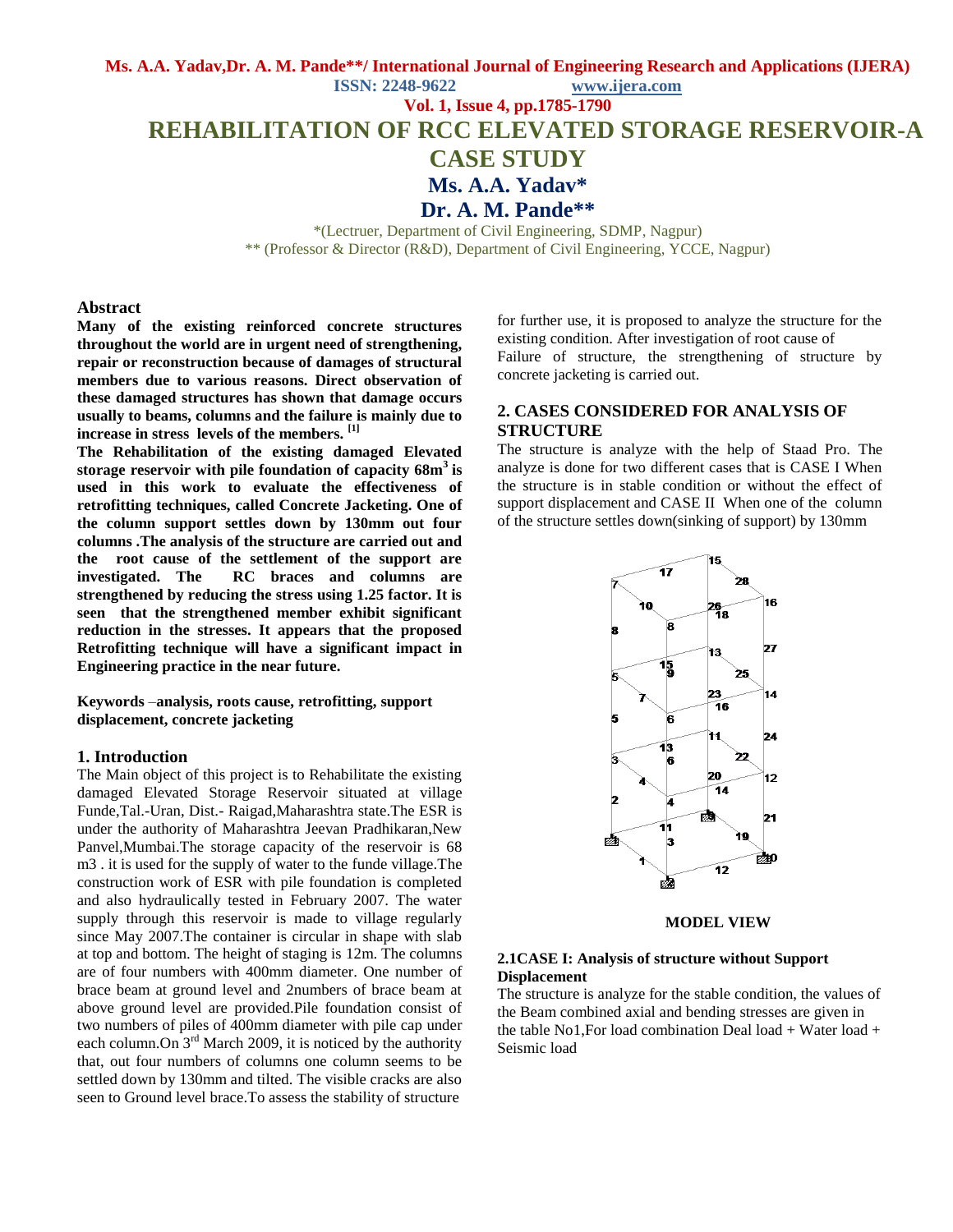# REHABILITATION OF RCC ELEVATED STORAGE RESERVOIR-A CASE STUDY

**Ms. A.A. Yadav***

**Dr. A. M. Pande****

*(Lectruer, Department of Civil Engineering, SDMP, Nagpur)

** (Professor & Director (R&D), Department of Civil Engineering, YCCE, Nagpur)

## Abstract

**Many of the existing reinforced concrete structures throughout the world are in urgent need of strengthening, repair or reconstruction because of damages of structural members due to various reasons. Direct observation of these damaged structures has shown that damage occurs usually to beams, columns and the failure is mainly due to increase in stress levels of the members. [1]**

**The Rehabilitation of the existing damaged Elevated storage reservoir with pile foundation of capacity 68m$^3$ is used in this work to evaluate the effectiveness of retrofitting techniques, called Concrete Jacketing. One of the column support settles down by 130mm out four columns .The analysis of the structure are carried out and the root cause of the settlement of the support are investigated. The RC braces and columns are strengthened by reducing the stress using 1.25 factor. It is seen that the strengthened member exhibit significant reduction in the stresses. It appears that the proposed Retrofitting technique will have a significant impact in Engineering practice in the near future.**

**Keywords** –**analysis, roots cause, retrofitting, support displacement, concrete jacketing**

## 1. Introduction

The Main object of this project is to Rehabilitate the existing damaged Elevated Storage Reservoir situated at village Funde,Tal.-Uran, Dist.- Raigad,Maharashtra state.The ESR is under the authority of Maharashtra Jeevan Pradhikaran,New Panvel,Mumbai.The storage capacity of the reservoir is 68 m3 . it is used for the supply of water to the funde village.The construction work of ESR with pile foundation is completed and also hydraulically tested in February 2007. The water supply through this reservoir is made to village regularly since May 2007.The container is circular in shape with slab at top and bottom. The height of staging is 12m. The columns are of four numbers with 400mm diameter. One number of brace beam at ground level and 2numbers of brace beam at above ground level are provided.Pile foundation consist of two numbers of piles of 400mm diameter with pile cap under each column.On 3rd March 2009, it is noticed by the authority that, out four numbers of columns one column seems to be settled down by 130mm and tilted. The visible cracks are also seen to Ground level brace.To assess the stability of structure for further use, it is proposed to analyze the structure for the existing condition. After investigation of root cause of Failure of structure, the strengthening of structure by concrete jacketing is carried out.

## 2. CASES CONSIDERED FOR ANALYSIS OF STRUCTURE

The structure is analyze with the help of Staad Pro. The analyze is done for two different cases that is CASE I When the structure is in stable condition or without the effect of support displacement and CASE II When one of the column of the structure settles down(sinking of support) by 130mm

**MODEL VIEW**

### 2.1CASE I: Analysis of structure without Support Displacement

The structure is analyze for the stable condition, the values of the Beam combined axial and bending stresses are given in the table No1,For load combination Deal load + Water load + Seismic load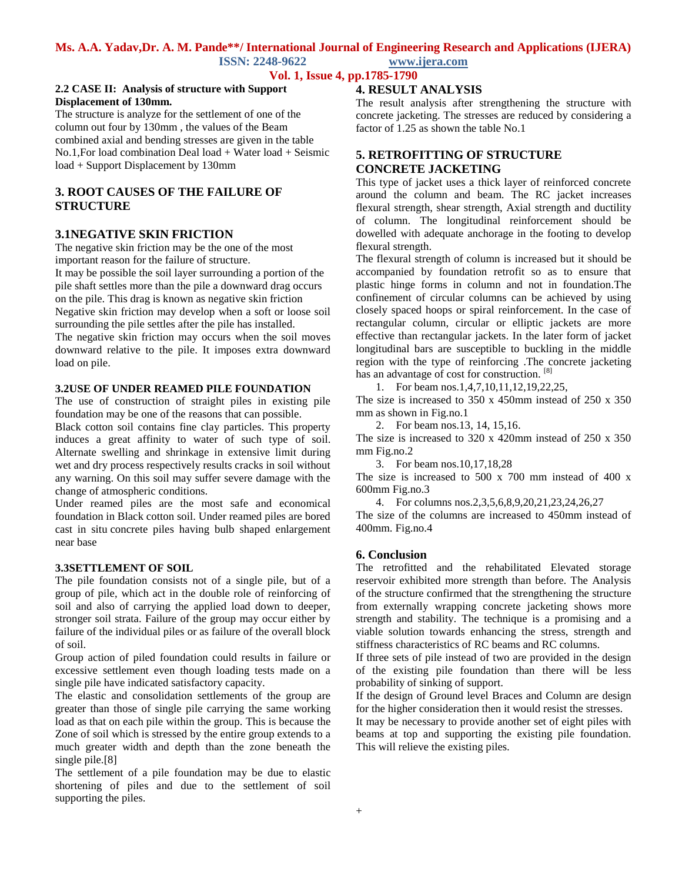### 2.2 CASE II: Analysis of structure with Support Displacement of 130mm.

The structure is analyze for the settlement of one of the column out four by 130mm , the values of the Beam combined axial and bending stresses are given in the table No.1,For load combination Deal load + Water load + Seismic load + Support Displacement by 130mm

## 3. ROOT CAUSES OF THE FAILURE OF STRUCTURE

### 3.1NEGATIVE SKIN FRICTION

The negative skin friction may be the one of the most important reason for the failure of structure.

It may be possible the soil layer surrounding a portion of the pile shaft settles more than the pile a downward drag occurs on the pile. This drag is known as negative skin friction Negative skin friction may develop when a soft or loose soil surrounding the pile settles after the pile has installed.

The negative skin friction may occurs when the soil moves downward relative to the pile. It imposes extra downward load on pile.

#### 3.2USE OF UNDER REAMED PILE FOUNDATION

The use of construction of straight piles in existing pile foundation may be one of the reasons that can possible.

Black cotton soil contains fine clay particles. This property induces a great affinity to water of such type of soil. Alternate swelling and shrinkage in extensive limit during wet and dry process respectively results cracks in soil without any warning. On this soil may suffer severe damage with the change of atmospheric conditions.

Under reamed piles are the most safe and economical foundation in Black cotton soil. Under reamed piles are bored cast in situ concrete piles having bulb shaped enlargement near base

#### 3.3SETTLEMENT OF SOIL

The pile foundation consists not of a single pile, but of a group of pile, which act in the double role of reinforcing of soil and also of carrying the applied load down to deeper, stronger soil strata. Failure of the group may occur either by failure of the individual piles or as failure of the overall block of soil.

Group action of piled foundation could results in failure or excessive settlement even though loading tests made on a single pile have indicated satisfactory capacity.

The elastic and consolidation settlements of the group are greater than those of single pile carrying the same working load as that on each pile within the group. This is because the Zone of soil which is stressed by the entire group extends to a much greater width and depth than the zone beneath the single pile.[8]

The settlement of a pile foundation may be due to elastic shortening of piles and due to the settlement of soil supporting the piles.

## 4. RESULT ANALYSIS

The result analysis after strengthening the structure with concrete jacketing. The stresses are reduced by considering a factor of 1.25 as shown the table No.1

## 5. RETROFITTING OF STRUCTURE CONCRETE JACKETING

This type of jacket uses a thick layer of reinforced concrete around the column and beam. The RC jacket increases flexural strength, shear strength, Axial strength and ductility of column. The longitudinal reinforcement should be dowelled with adequate anchorage in the footing to develop flexural strength.

The flexural strength of column is increased but it should be accompanied by foundation retrofit so as to ensure that plastic hinge forms in column and not in foundation.The confinement of circular columns can be achieved by using closely spaced hoops or spiral reinforcement. In the case of rectangular column, circular or elliptic jackets are more effective than rectangular jackets. In the later form of jacket longitudinal bars are susceptible to buckling in the middle region with the type of reinforcing .The concrete jacketing has an advantage of cost for construction. [8]

1. For beam nos.1,4,7,10,11,12,19,22,25,

The size is increased to 350 x 450mm instead of 250 x 350 mm as shown in Fig.no.1

2. For beam nos.13, 14, 15,16.

The size is increased to 320 x 420mm instead of 250 x 350 mm Fig.no.2

3. For beam nos.10,17,18,28

The size is increased to 500 x 700 mm instead of 400 x 600mm Fig.no.3

4. For columns nos.2,3,5,6,8,9,20,21,23,24,26,27

The size of the columns are increased to 450mm instead of 400mm. Fig.no.4

## 6. Conclusion

The retrofitted and the rehabilitated Elevated storage reservoir exhibited more strength than before. The Analysis of the structure confirmed that the strengthening the structure from externally wrapping concrete jacketing shows more strength and stability. The technique is a promising and a viable solution towards enhancing the stress, strength and stiffness characteristics of RC beams and RC columns.

If three sets of pile instead of two are provided in the design of the existing pile foundation than there will be less probability of sinking of support.

If the design of Ground level Braces and Column are design for the higher consideration then it would resist the stresses.

It may be necessary to provide another set of eight piles with beams at top and supporting the existing pile foundation. This will relieve the existing piles.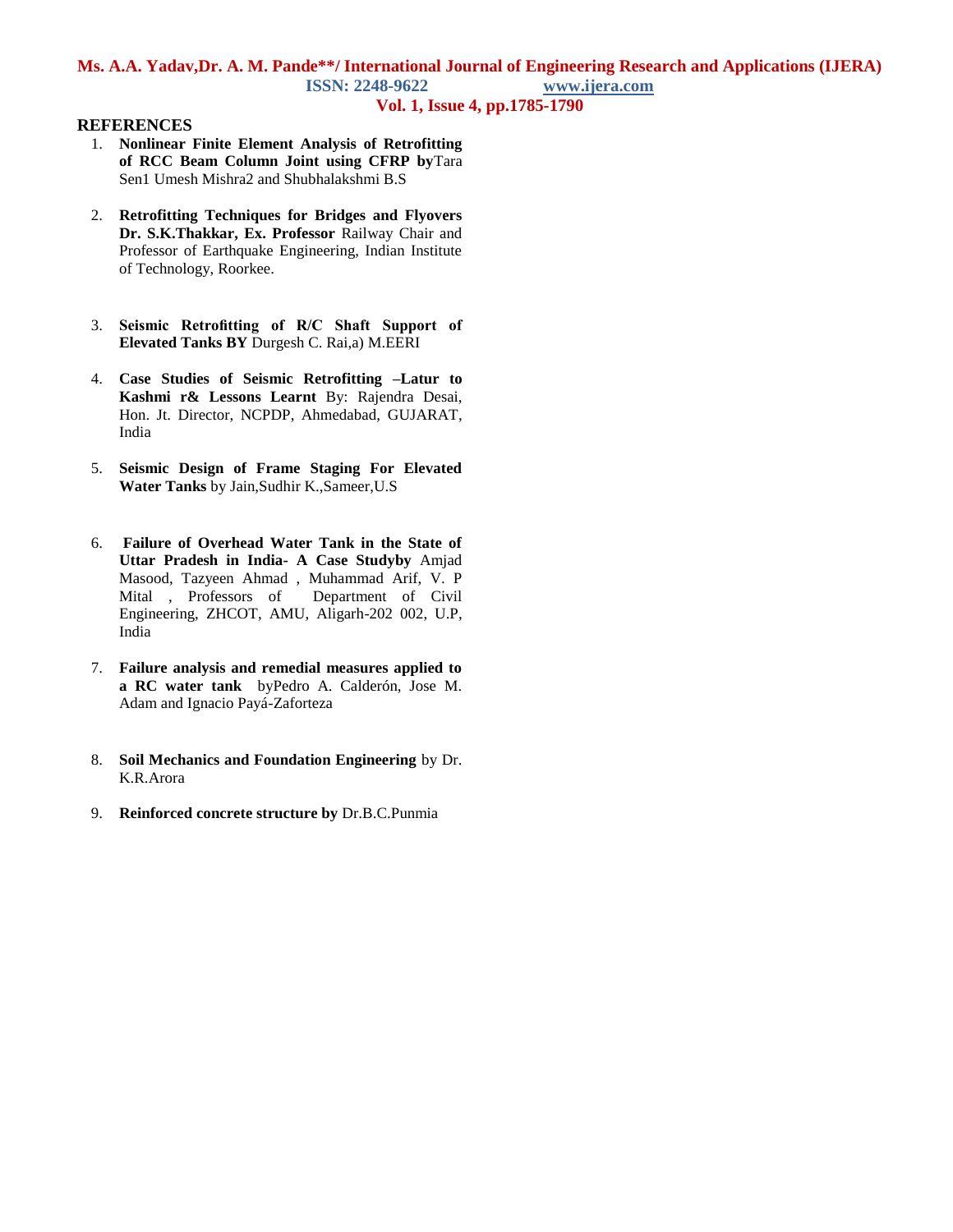## REFERENCES

1. **Nonlinear Finite Element Analysis of Retrofitting of RCC Beam Column Joint using CFRP by**Tara Sen1 Umesh Mishra2 and Shubhalakshmi B.S

2. **Retrofitting Techniques for Bridges and Flyovers Dr. S.K.Thakkar, Ex. Professor** Railway Chair and Professor of Earthquake Engineering, Indian Institute of Technology, Roorkee.

3. **Seismic Retrofitting of R/C Shaft Support of Elevated Tanks BY** Durgesh C. Rai,a) M.EERI

4. **Case Studies of Seismic Retrofitting –Latur to Kashmi r& Lessons Learnt** By: Rajendra Desai, Hon. Jt. Director, NCPDP, Ahmedabad, GUJARAT, India

5. **Seismic Design of Frame Staging For Elevated Water Tanks** by Jain,Sudhir K.,Sameer,U.S

6. **Failure of Overhead Water Tank in the State of Uttar Pradesh in India- A Case Studyby** Amjad Masood, Tazyeen Ahmad , Muhammad Arif, V. P Mital , Professors of Department of Civil Engineering, ZHCOT, AMU, Aligarh-202 002, U.P, India

7. **Failure analysis and remedial measures applied to a RC water tank** byPedro A. Calderón, Jose M. Adam and Ignacio Payá-Zaforteza

8. **Soil Mechanics and Foundation Engineering** by Dr. K.R.Arora

9. **Reinforced concrete structure by** Dr.B.C.Punmia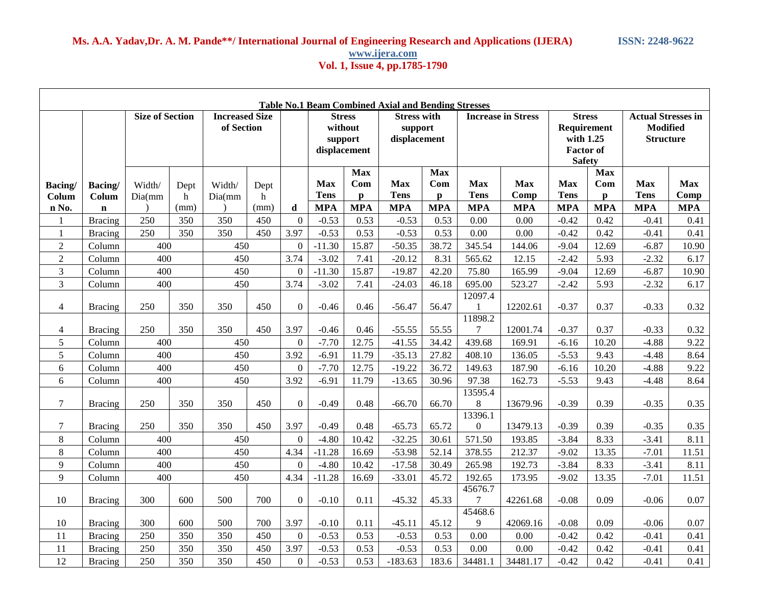**Table No.1 Beam Combined Axial and Bending Stresses**

| Bacing/ Colum n No. | Bacing/ Colum n | Size of Section | | Increased Size of Section | | d | Stress without support displacement | | Stress with support displacement | | Increase in Stress | | Stress Requirement with 1.25 Factor of Safety | | Actual Stresses in Modified Structure | |
|---|---|---|---|---|---|---|---|---|---|---|---|---|---|---|---|---|
| | | Width/ Dia(mm) | Depth (mm) | Width/ Dia(mm) | Depth (mm) | | Max Tens MPA | Max Comp MPA | Max Tens MPA | Max Comp MPA | Max Tens MPA | Max Comp MPA | Max Tens MPA | Max Comp MPA | Max Tens MPA | Max Comp MPA |
| 1 | Bracing | 250 | 350 | 350 | 450 | 0 | -0.53 | 0.53 | -0.53 | 0.53 | 0.00 | 0.00 | -0.42 | 0.42 | -0.41 | 0.41 |
| 1 | Bracing | 250 | 350 | 350 | 450 | 3.97 | -0.53 | 0.53 | -0.53 | 0.53 | 0.00 | 0.00 | -0.42 | 0.42 | -0.41 | 0.41 |
| 2 | Column | 400 | | 450 | | 0 | -11.30 | 15.87 | -50.35 | 38.72 | 345.54 | 144.06 | -9.04 | 12.69 | -6.87 | 10.90 |
| 2 | Column | 400 | | 450 | | 3.74 | -3.02 | 7.41 | -20.12 | 8.31 | 565.62 | 12.15 | -2.42 | 5.93 | -2.32 | 6.17 |
| 3 | Column | 400 | | 450 | | 0 | -11.30 | 15.87 | -19.87 | 42.20 | 75.80 | 165.99 | -9.04 | 12.69 | -6.87 | 10.90 |
| 3 | Column | 400 | | 450 | | 3.74 | -3.02 | 7.41 | -24.03 | 46.18 | 695.00 | 523.27 | -2.42 | 5.93 | -2.32 | 6.17 |
| 4 | Bracing | 250 | 350 | 350 | 450 | 0 | -0.46 | 0.46 | -56.47 | 56.47 | 12097.41 | 12202.61 | -0.37 | 0.37 | -0.33 | 0.32 |
| 4 | Bracing | 250 | 350 | 350 | 450 | 3.97 | -0.46 | 0.46 | -55.55 | 55.55 | 11898.27 | 12001.74 | -0.37 | 0.37 | -0.33 | 0.32 |
| 5 | Column | 400 | | 450 | | 0 | -7.70 | 12.75 | -41.55 | 34.42 | 439.68 | 169.91 | -6.16 | 10.20 | -4.88 | 9.22 |
| 5 | Column | 400 | | 450 | | 3.92 | -6.91 | 11.79 | -35.13 | 27.82 | 408.10 | 136.05 | -5.53 | 9.43 | -4.48 | 8.64 |
| 6 | Column | 400 | | 450 | | 0 | -7.70 | 12.75 | -19.22 | 36.72 | 149.63 | 187.90 | -6.16 | 10.20 | -4.88 | 9.22 |
| 6 | Column | 400 | | 450 | | 3.92 | -6.91 | 11.79 | -13.65 | 30.96 | 97.38 | 162.73 | -5.53 | 9.43 | -4.48 | 8.64 |
| 7 | Bracing | 250 | 350 | 350 | 450 | 0 | -0.49 | 0.48 | -66.70 | 66.70 | 13595.48 | 13679.96 | -0.39 | 0.39 | -0.35 | 0.35 |
| 7 | Bracing | 250 | 350 | 350 | 450 | 3.97 | -0.49 | 0.48 | -65.73 | 65.72 | 13396.10 | 13479.13 | -0.39 | 0.39 | -0.35 | 0.35 |
| 8 | Column | 400 | | 450 | | 0 | -4.80 | 10.42 | -32.25 | 30.61 | 571.50 | 193.85 | -3.84 | 8.33 | -3.41 | 8.11 |
| 8 | Column | 400 | | 450 | | 4.34 | -11.28 | 16.69 | -53.98 | 52.14 | 378.55 | 212.37 | -9.02 | 13.35 | -7.01 | 11.51 |
| 9 | Column | 400 | | 450 | | 0 | -4.80 | 10.42 | -17.58 | 30.49 | 265.98 | 192.73 | -3.84 | 8.33 | -3.41 | 8.11 |
| 9 | Column | 400 | | 450 | | 4.34 | -11.28 | 16.69 | -33.01 | 45.72 | 192.65 | 173.95 | -9.02 | 13.35 | -7.01 | 11.51 |
| 10 | Bracing | 300 | 600 | 500 | 700 | 0 | -0.10 | 0.11 | -45.32 | 45.33 | 45676.77 | 42261.68 | -0.08 | 0.09 | -0.06 | 0.07 |
| 10 | Bracing | 300 | 600 | 500 | 700 | 3.97 | -0.10 | 0.11 | -45.11 | 45.12 | 45468.69 | 42069.16 | -0.08 | 0.09 | -0.06 | 0.07 |
| 11 | Bracing | 250 | 350 | 350 | 450 | 0 | -0.53 | 0.53 | -0.53 | 0.53 | 0.00 | 0.00 | -0.42 | 0.42 | -0.41 | 0.41 |
| 11 | Bracing | 250 | 350 | 350 | 450 | 3.97 | -0.53 | 0.53 | -0.53 | 0.53 | 0.00 | 0.00 | -0.42 | 0.42 | -0.41 | 0.41 |
| 12 | Bracing | 250 | 350 | 350 | 450 | 0 | -0.53 | 0.53 | -183.63 | 183.6 | 34481.1 | 34481.17 | -0.42 | 0.42 | -0.41 | 0.41 |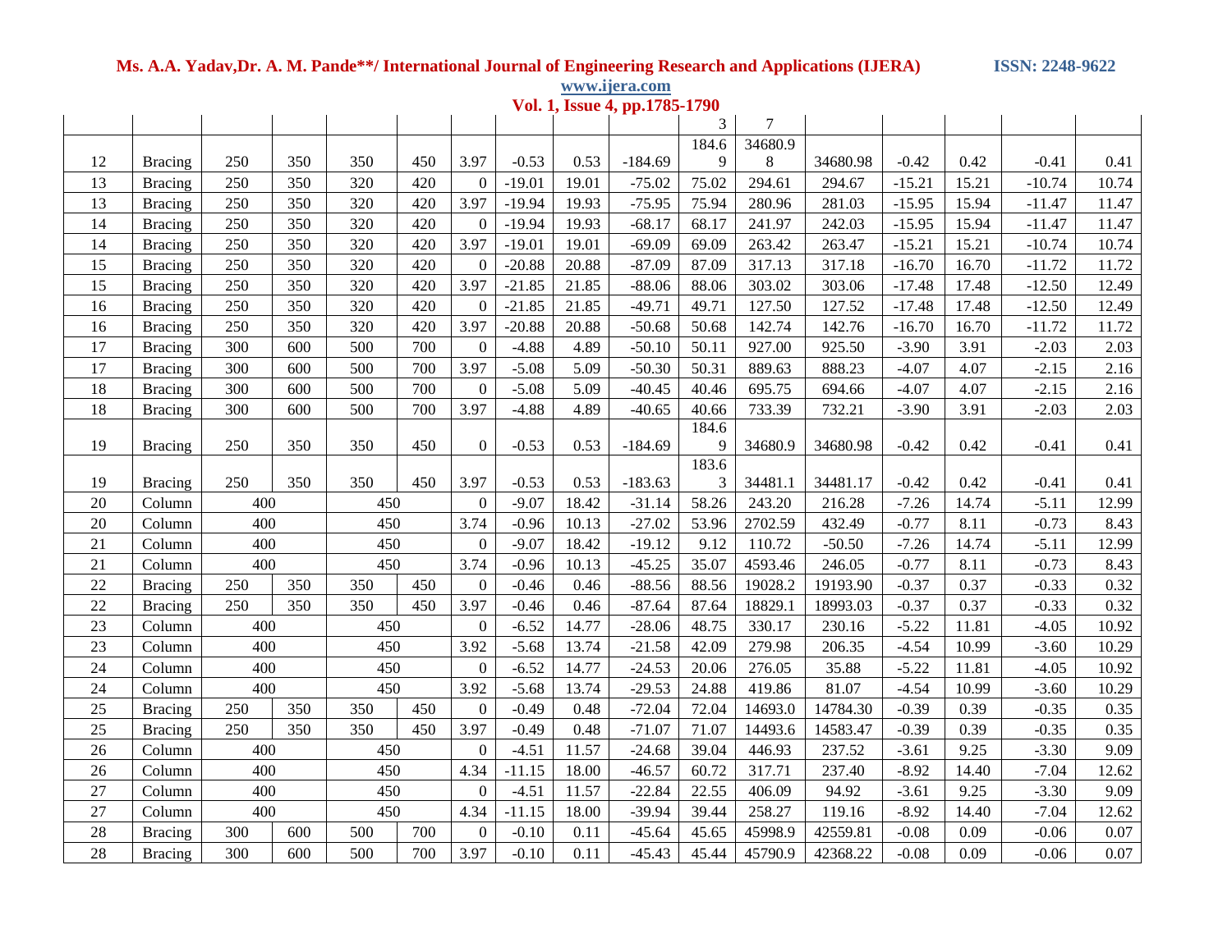| | | | | | | | | | | 3 | 7 | | | | | |
|---|---|---|---|---|---|---|---|---|---|---|---|---|---|---|---|---|
| 12 | Bracing | 250 | 350 | 350 | 450 | 3.97 | -0.53 | 0.53 | -184.69 | 184.69 | 34680.98 | 34680.98 | -0.42 | 0.42 | -0.41 | 0.41 |
| 13 | Bracing | 250 | 350 | 320 | 420 | 0 | -19.01 | 19.01 | -75.02 | 75.02 | 294.61 | 294.67 | -15.21 | 15.21 | -10.74 | 10.74 |
| 13 | Bracing | 250 | 350 | 320 | 420 | 3.97 | -19.94 | 19.93 | -75.95 | 75.94 | 280.96 | 281.03 | -15.95 | 15.94 | -11.47 | 11.47 |
| 14 | Bracing | 250 | 350 | 320 | 420 | 0 | -19.94 | 19.93 | -68.17 | 68.17 | 241.97 | 242.03 | -15.95 | 15.94 | -11.47 | 11.47 |
| 14 | Bracing | 250 | 350 | 320 | 420 | 3.97 | -19.01 | 19.01 | -69.09 | 69.09 | 263.42 | 263.47 | -15.21 | 15.21 | -10.74 | 10.74 |
| 15 | Bracing | 250 | 350 | 320 | 420 | 0 | -20.88 | 20.88 | -87.09 | 87.09 | 317.13 | 317.18 | -16.70 | 16.70 | -11.72 | 11.72 |
| 15 | Bracing | 250 | 350 | 320 | 420 | 3.97 | -21.85 | 21.85 | -88.06 | 88.06 | 303.02 | 303.06 | -17.48 | 17.48 | -12.50 | 12.49 |
| 16 | Bracing | 250 | 350 | 320 | 420 | 0 | -21.85 | 21.85 | -49.71 | 49.71 | 127.50 | 127.52 | -17.48 | 17.48 | -12.50 | 12.49 |
| 16 | Bracing | 250 | 350 | 320 | 420 | 3.97 | -20.88 | 20.88 | -50.68 | 50.68 | 142.74 | 142.76 | -16.70 | 16.70 | -11.72 | 11.72 |
| 17 | Bracing | 300 | 600 | 500 | 700 | 0 | -4.88 | 4.89 | -50.10 | 50.11 | 927.00 | 925.50 | -3.90 | 3.91 | -2.03 | 2.03 |
| 17 | Bracing | 300 | 600 | 500 | 700 | 3.97 | -5.08 | 5.09 | -50.30 | 50.31 | 889.63 | 888.23 | -4.07 | 4.07 | -2.15 | 2.16 |
| 18 | Bracing | 300 | 600 | 500 | 700 | 0 | -5.08 | 5.09 | -40.45 | 40.46 | 695.75 | 694.66 | -4.07 | 4.07 | -2.15 | 2.16 |
| 18 | Bracing | 300 | 600 | 500 | 700 | 3.97 | -4.88 | 4.89 | -40.65 | 40.66 | 733.39 | 732.21 | -3.90 | 3.91 | -2.03 | 2.03 |
| 19 | Bracing | 250 | 350 | 350 | 450 | 0 | -0.53 | 0.53 | -184.69 | 184.69 | 34680.9 | 34680.98 | -0.42 | 0.42 | -0.41 | 0.41 |
| 19 | Bracing | 250 | 350 | 350 | 450 | 3.97 | -0.53 | 0.53 | -183.63 | 183.63 | 34481.1 | 34481.17 | -0.42 | 0.42 | -0.41 | 0.41 |
| 20 | Column | 400 | | 450 | | 0 | -9.07 | 18.42 | -31.14 | 58.26 | 243.20 | 216.28 | -7.26 | 14.74 | -5.11 | 12.99 |
| 20 | Column | 400 | | 450 | | 3.74 | -0.96 | 10.13 | -27.02 | 53.96 | 2702.59 | 432.49 | -0.77 | 8.11 | -0.73 | 8.43 |
| 21 | Column | 400 | | 450 | | 0 | -9.07 | 18.42 | -19.12 | 9.12 | 110.72 | -50.50 | -7.26 | 14.74 | -5.11 | 12.99 |
| 21 | Column | 400 | | 450 | | 3.74 | -0.96 | 10.13 | -45.25 | 35.07 | 4593.46 | 246.05 | -0.77 | 8.11 | -0.73 | 8.43 |
| 22 | Bracing | 250 | 350 | 350 | 450 | 0 | -0.46 | 0.46 | -88.56 | 88.56 | 19028.2 | 19193.90 | -0.37 | 0.37 | -0.33 | 0.32 |
| 22 | Bracing | 250 | 350 | 350 | 450 | 3.97 | -0.46 | 0.46 | -87.64 | 87.64 | 18829.1 | 18993.03 | -0.37 | 0.37 | -0.33 | 0.32 |
| 23 | Column | 400 | | 450 | | 0 | -6.52 | 14.77 | -28.06 | 48.75 | 330.17 | 230.16 | -5.22 | 11.81 | -4.05 | 10.92 |
| 23 | Column | 400 | | 450 | | 3.92 | -5.68 | 13.74 | -21.58 | 42.09 | 279.98 | 206.35 | -4.54 | 10.99 | -3.60 | 10.29 |
| 24 | Column | 400 | | 450 | | 0 | -6.52 | 14.77 | -24.53 | 20.06 | 276.05 | 35.88 | -5.22 | 11.81 | -4.05 | 10.92 |
| 24 | Column | 400 | | 450 | | 3.92 | -5.68 | 13.74 | -29.53 | 24.88 | 419.86 | 81.07 | -4.54 | 10.99 | -3.60 | 10.29 |
| 25 | Bracing | 250 | 350 | 350 | 450 | 0 | -0.49 | 0.48 | -72.04 | 72.04 | 14693.0 | 14784.30 | -0.39 | 0.39 | -0.35 | 0.35 |
| 25 | Bracing | 250 | 350 | 350 | 450 | 3.97 | -0.49 | 0.48 | -71.07 | 71.07 | 14493.6 | 14583.47 | -0.39 | 0.39 | -0.35 | 0.35 |
| 26 | Column | 400 | | 450 | | 0 | -4.51 | 11.57 | -24.68 | 39.04 | 446.93 | 237.52 | -3.61 | 9.25 | -3.30 | 9.09 |
| 26 | Column | 400 | | 450 | | 4.34 | -11.15 | 18.00 | -46.57 | 60.72 | 317.71 | 237.40 | -8.92 | 14.40 | -7.04 | 12.62 |
| 27 | Column | 400 | | 450 | | 0 | -4.51 | 11.57 | -22.84 | 22.55 | 406.09 | 94.92 | -3.61 | 9.25 | -3.30 | 9.09 |
| 27 | Column | 400 | | 450 | | 4.34 | -11.15 | 18.00 | -39.94 | 39.44 | 258.27 | 119.16 | -8.92 | 14.40 | -7.04 | 12.62 |
| 28 | Bracing | 300 | 600 | 500 | 700 | 0 | -0.10 | 0.11 | -45.64 | 45.65 | 45998.9 | 42559.81 | -0.08 | 0.09 | -0.06 | 0.07 |
| 28 | Bracing | 300 | 600 | 500 | 700 | 3.97 | -0.10 | 0.11 | -45.43 | 45.44 | 45790.9 | 42368.22 | -0.08 | 0.09 | -0.06 | 0.07 |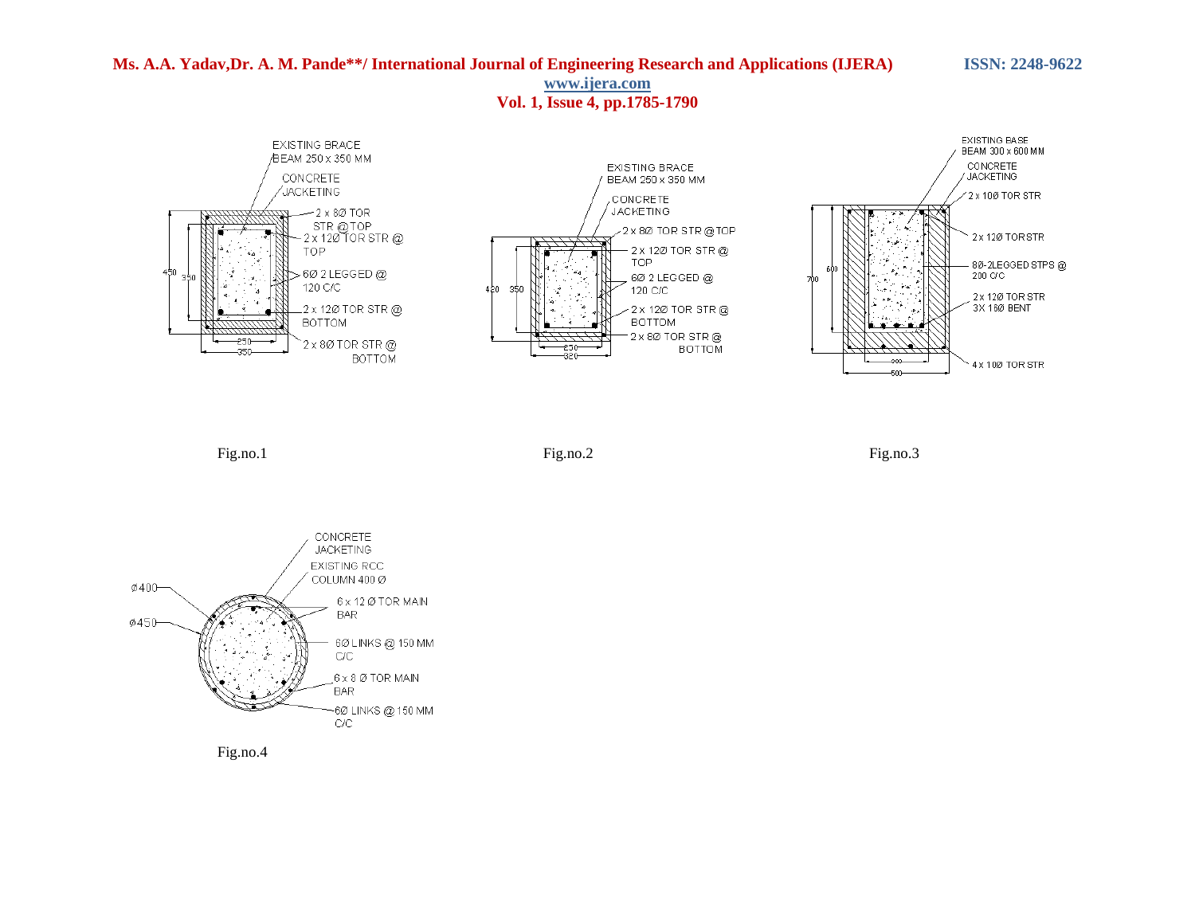EXISTING BRACE BEAM 250 x 350 MM

CONCRETE JACKETING

2 x 8Ø TOR STR @TOP

2 x 12Ø TOR STR @ TOP

6Ø 2 LEGGED @ 120 C/C

2 x 12Ø TOR STR @ BOTTOM

2 x 8Ø TOR STR @ BOTTOM

450

350

250

350

Fig.no.1

EXISTING BRACE BEAM 250 x 350 MM

CONCRETE JACKETING

2 x 8Ø TOR STR @TOP

2 x 12Ø TOR STR @ TOP

6Ø 2 LEGGED @ 120 C/C

2 x 12Ø TOR STR @ BOTTOM

2 x 8Ø TOR STR @ BOTTOM

420

350

250

320

Fig.no.2

EXISTING BASE BEAM 300 x 600 MM

CONCRETE JACKETING

2 x 10Ø TOR STR

2 x 12Ø TOR STR

8Ø-2LEGGED STPS @ 200 C/C

2 x 12Ø TOR STR 3X 16Ø BENT

4 x 10Ø TOR STR

700

600

300

500

Fig.no.3

CONCRETE JACKETING

EXISTING RCC COLUMN 400 Ø

Ø400

Ø450

6 x 12 Ø TOR MAIN BAR

6Ø LINKS @ 150 MM C/C

6 x 8 Ø TOR MAIN BAR

6Ø LINKS @ 150 MM C/C

Fig.no.4